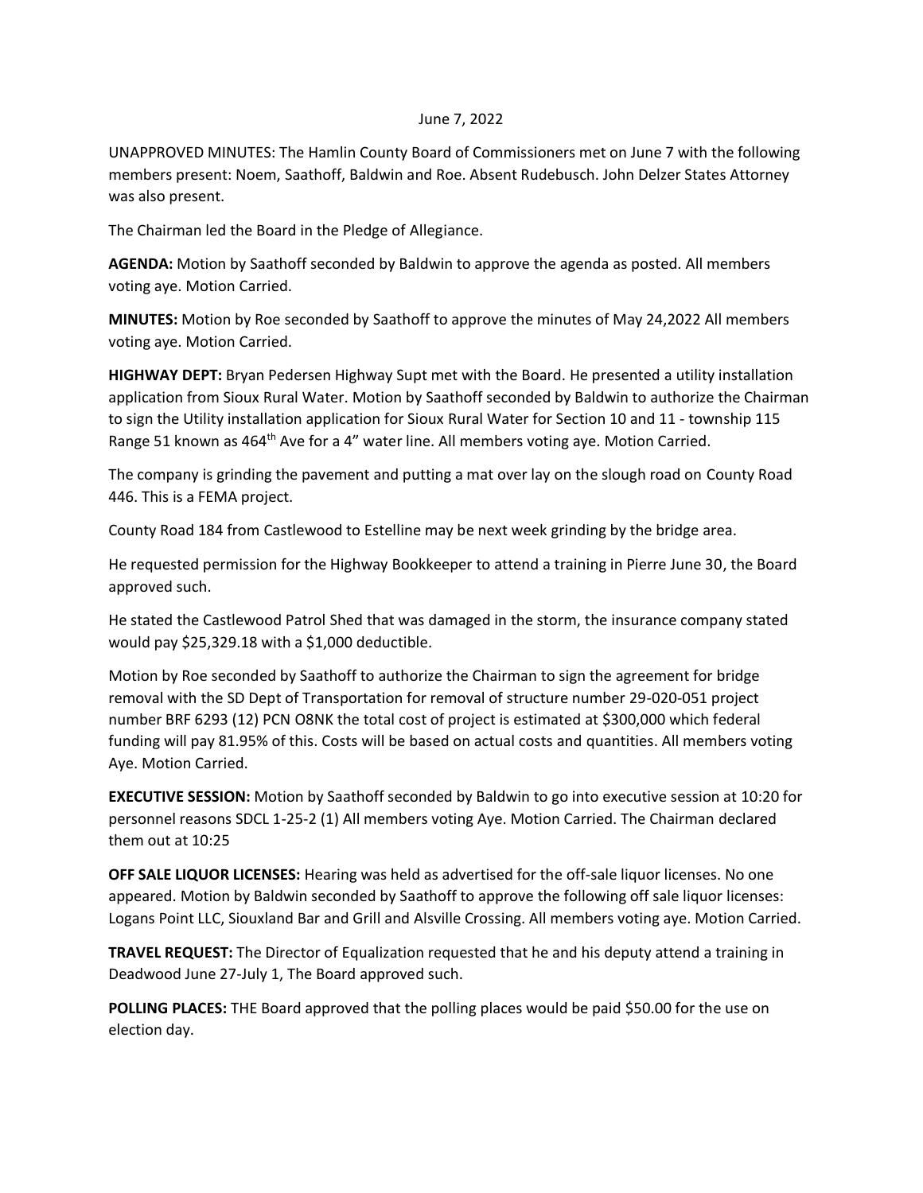June 7, 2022

UNAPPROVED MINUTES: The Hamlin County Board of Commissioners met on June 7 with the following members present: Noem, Saathoff, Baldwin and Roe. Absent Rudebusch. John Delzer States Attorney was also present.

The Chairman led the Board in the Pledge of Allegiance.

**AGENDA:** Motion by Saathoff seconded by Baldwin to approve the agenda as posted. All members voting aye. Motion Carried.

**MINUTES:** Motion by Roe seconded by Saathoff to approve the minutes of May 24,2022 All members voting aye. Motion Carried.

**HIGHWAY DEPT:** Bryan Pedersen Highway Supt met with the Board. He presented a utility installation application from Sioux Rural Water. Motion by Saathoff seconded by Baldwin to authorize the Chairman to sign the Utility installation application for Sioux Rural Water for Section 10 and 11 - township 115 Range 51 known as 464th Ave for a 4" water line. All members voting aye. Motion Carried.

The company is grinding the pavement and putting a mat over lay on the slough road on County Road 446. This is a FEMA project.

County Road 184 from Castlewood to Estelline may be next week grinding by the bridge area.

He requested permission for the Highway Bookkeeper to attend a training in Pierre June 30, the Board approved such.

He stated the Castlewood Patrol Shed that was damaged in the storm, the insurance company stated would pay $25,329.18 with a $1,000 deductible.

Motion by Roe seconded by Saathoff to authorize the Chairman to sign the agreement for bridge removal with the SD Dept of Transportation for removal of structure number 29-020-051 project number BRF 6293 (12) PCN O8NK the total cost of project is estimated at $300,000 which federal funding will pay 81.95% of this. Costs will be based on actual costs and quantities. All members voting Aye. Motion Carried.

**EXECUTIVE SESSION:** Motion by Saathoff seconded by Baldwin to go into executive session at 10:20 for personnel reasons SDCL 1-25-2 (1) All members voting Aye. Motion Carried. The Chairman declared them out at 10:25

**OFF SALE LIQUOR LICENSES:** Hearing was held as advertised for the off-sale liquor licenses. No one appeared. Motion by Baldwin seconded by Saathoff to approve the following off sale liquor licenses: Logans Point LLC, Siouxland Bar and Grill and Alsville Crossing. All members voting aye. Motion Carried.

**TRAVEL REQUEST:** The Director of Equalization requested that he and his deputy attend a training in Deadwood June 27-July 1, The Board approved such.

**POLLING PLACES:** THE Board approved that the polling places would be paid $50.00 for the use on election day.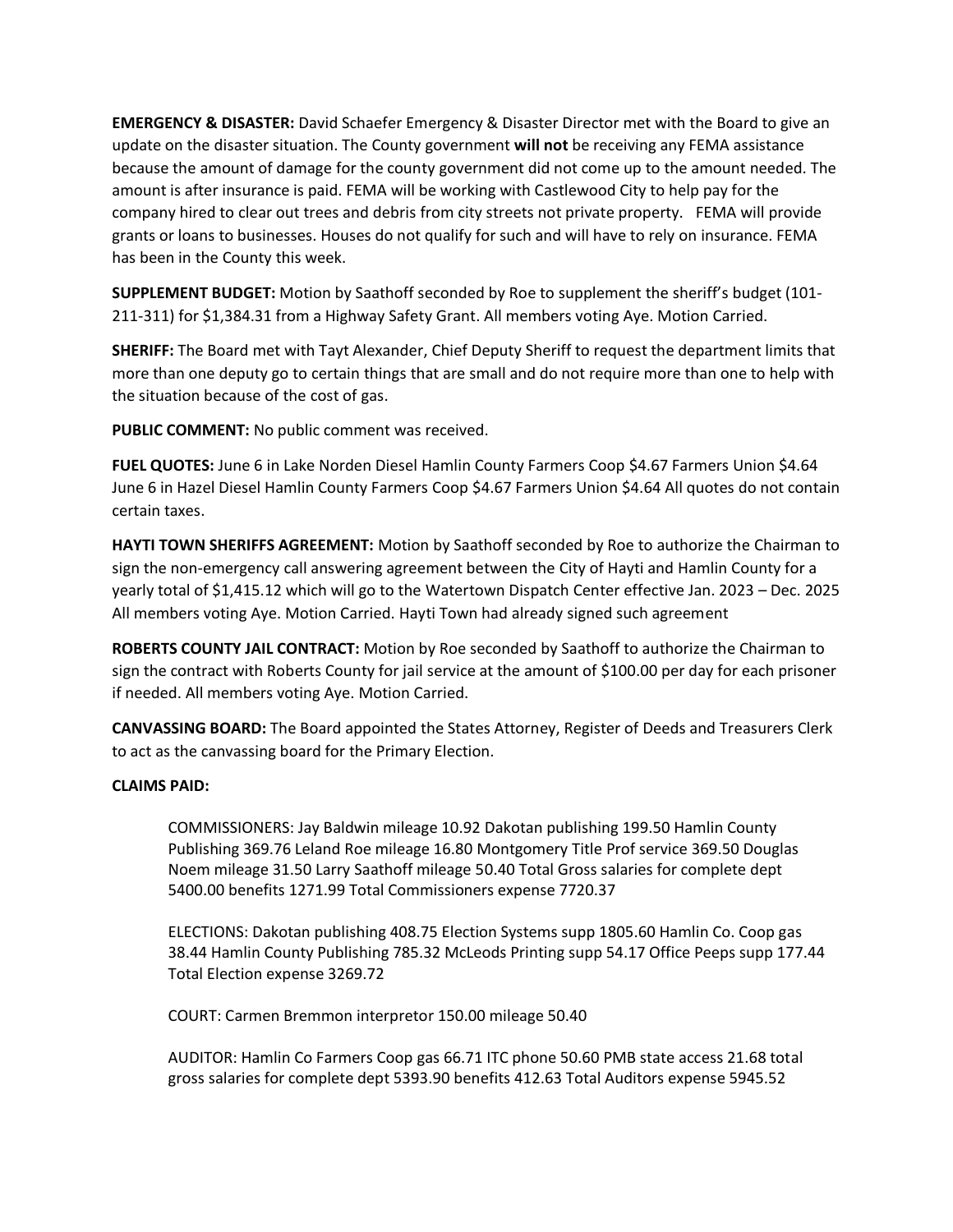**EMERGENCY & DISASTER:** David Schaefer Emergency & Disaster Director met with the Board to give an update on the disaster situation. The County government **will not** be receiving any FEMA assistance because the amount of damage for the county government did not come up to the amount needed. The amount is after insurance is paid. FEMA will be working with Castlewood City to help pay for the company hired to clear out trees and debris from city streets not private property. FEMA will provide grants or loans to businesses. Houses do not qualify for such and will have to rely on insurance. FEMA has been in the County this week.

**SUPPLEMENT BUDGET:** Motion by Saathoff seconded by Roe to supplement the sheriff's budget (101-211-311) for $1,384.31 from a Highway Safety Grant. All members voting Aye. Motion Carried.

**SHERIFF:** The Board met with Tayt Alexander, Chief Deputy Sheriff to request the department limits that more than one deputy go to certain things that are small and do not require more than one to help with the situation because of the cost of gas.

**PUBLIC COMMENT:** No public comment was received.

**FUEL QUOTES:** June 6 in Lake Norden Diesel Hamlin County Farmers Coop $4.67 Farmers Union $4.64 June 6 in Hazel Diesel Hamlin County Farmers Coop $4.67 Farmers Union $4.64 All quotes do not contain certain taxes.

**HAYTI TOWN SHERIFFS AGREEMENT:** Motion by Saathoff seconded by Roe to authorize the Chairman to sign the non-emergency call answering agreement between the City of Hayti and Hamlin County for a yearly total of $1,415.12 which will go to the Watertown Dispatch Center effective Jan. 2023 – Dec. 2025 All members voting Aye. Motion Carried. Hayti Town had already signed such agreement

**ROBERTS COUNTY JAIL CONTRACT:** Motion by Roe seconded by Saathoff to authorize the Chairman to sign the contract with Roberts County for jail service at the amount of $100.00 per day for each prisoner if needed. All members voting Aye. Motion Carried.

**CANVASSING BOARD:** The Board appointed the States Attorney, Register of Deeds and Treasurers Clerk to act as the canvassing board for the Primary Election.

**CLAIMS PAID:**

COMMISSIONERS: Jay Baldwin mileage 10.92 Dakotan publishing 199.50 Hamlin County Publishing 369.76 Leland Roe mileage 16.80 Montgomery Title Prof service 369.50 Douglas Noem mileage 31.50 Larry Saathoff mileage 50.40 Total Gross salaries for complete dept 5400.00 benefits 1271.99 Total Commissioners expense 7720.37

ELECTIONS: Dakotan publishing 408.75 Election Systems supp 1805.60 Hamlin Co. Coop gas 38.44 Hamlin County Publishing 785.32 McLeods Printing supp 54.17 Office Peeps supp 177.44 Total Election expense 3269.72

COURT: Carmen Bremmon interpretor 150.00 mileage 50.40

AUDITOR: Hamlin Co Farmers Coop gas 66.71 ITC phone 50.60 PMB state access 21.68 total gross salaries for complete dept 5393.90 benefits 412.63 Total Auditors expense 5945.52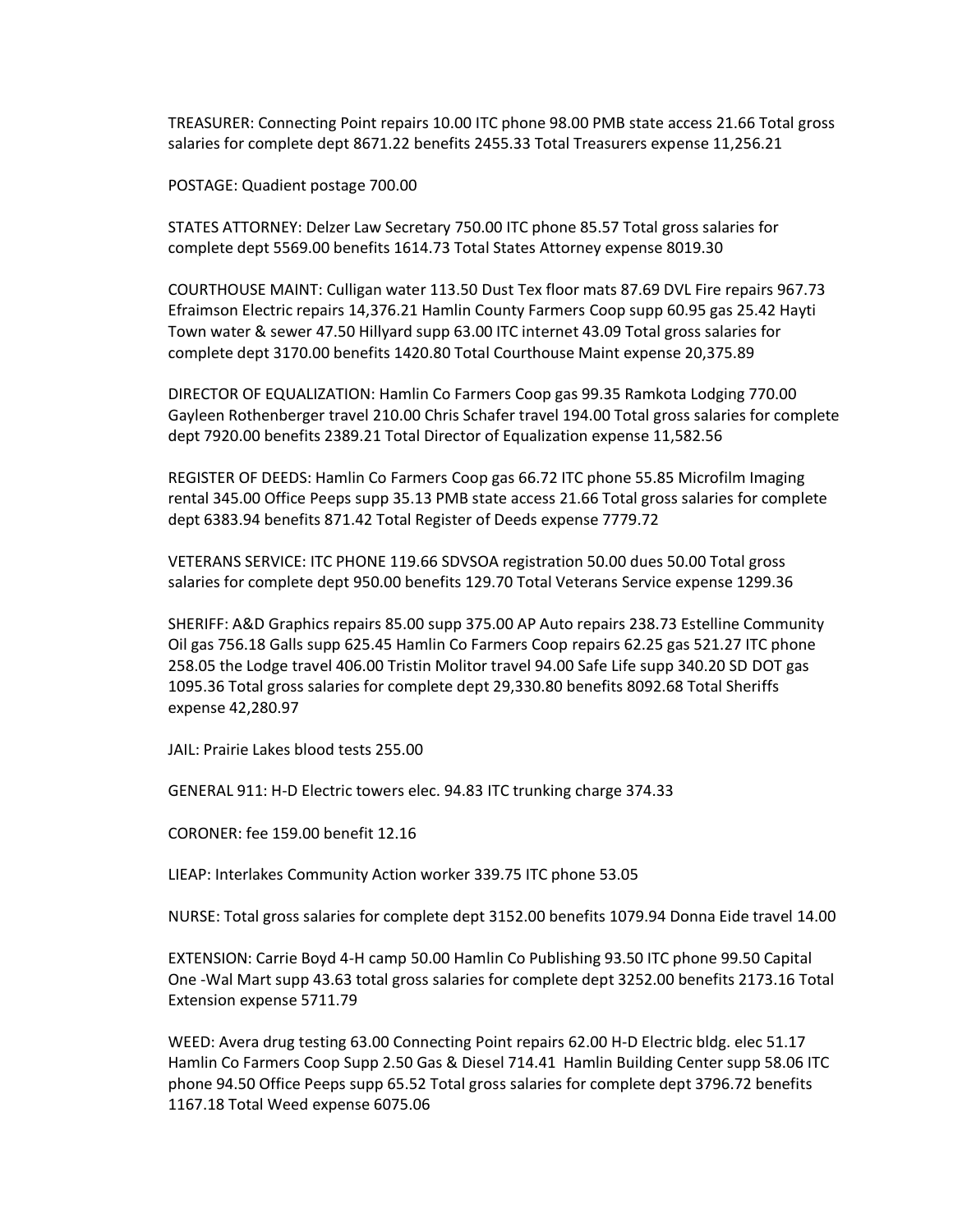TREASURER: Connecting Point repairs 10.00 ITC phone 98.00 PMB state access 21.66 Total gross salaries for complete dept 8671.22 benefits 2455.33 Total Treasurers expense 11,256.21

POSTAGE: Quadient postage 700.00

STATES ATTORNEY: Delzer Law Secretary 750.00 ITC phone 85.57 Total gross salaries for complete dept 5569.00 benefits 1614.73 Total States Attorney expense 8019.30

COURTHOUSE MAINT: Culligan water 113.50 Dust Tex floor mats 87.69 DVL Fire repairs 967.73 Efraimson Electric repairs 14,376.21 Hamlin County Farmers Coop supp 60.95 gas 25.42 Hayti Town water & sewer 47.50 Hillyard supp 63.00 ITC internet 43.09 Total gross salaries for complete dept 3170.00 benefits 1420.80 Total Courthouse Maint expense 20,375.89

DIRECTOR OF EQUALIZATION: Hamlin Co Farmers Coop gas 99.35 Ramkota Lodging 770.00 Gayleen Rothenberger travel 210.00 Chris Schafer travel 194.00 Total gross salaries for complete dept 7920.00 benefits 2389.21 Total Director of Equalization expense 11,582.56

REGISTER OF DEEDS: Hamlin Co Farmers Coop gas 66.72 ITC phone 55.85 Microfilm Imaging rental 345.00 Office Peeps supp 35.13 PMB state access 21.66 Total gross salaries for complete dept 6383.94 benefits 871.42 Total Register of Deeds expense 7779.72

VETERANS SERVICE: ITC PHONE 119.66 SDVSOA registration 50.00 dues 50.00 Total gross salaries for complete dept 950.00 benefits 129.70 Total Veterans Service expense 1299.36

SHERIFF: A&D Graphics repairs 85.00 supp 375.00 AP Auto repairs 238.73 Estelline Community Oil gas 756.18 Galls supp 625.45 Hamlin Co Farmers Coop repairs 62.25 gas 521.27 ITC phone 258.05 the Lodge travel 406.00 Tristin Molitor travel 94.00 Safe Life supp 340.20 SD DOT gas 1095.36 Total gross salaries for complete dept 29,330.80 benefits 8092.68 Total Sheriffs expense 42,280.97

JAIL: Prairie Lakes blood tests 255.00

GENERAL 911: H-D Electric towers elec. 94.83 ITC trunking charge 374.33

CORONER: fee 159.00 benefit 12.16

LIEAP: Interlakes Community Action worker 339.75 ITC phone 53.05

NURSE: Total gross salaries for complete dept 3152.00 benefits 1079.94 Donna Eide travel 14.00

EXTENSION: Carrie Boyd 4-H camp 50.00 Hamlin Co Publishing 93.50 ITC phone 99.50 Capital One -Wal Mart supp 43.63 total gross salaries for complete dept 3252.00 benefits 2173.16 Total Extension expense 5711.79

WEED: Avera drug testing 63.00 Connecting Point repairs 62.00 H-D Electric bldg. elec 51.17 Hamlin Co Farmers Coop Supp 2.50 Gas & Diesel 714.41 Hamlin Building Center supp 58.06 ITC phone 94.50 Office Peeps supp 65.52 Total gross salaries for complete dept 3796.72 benefits 1167.18 Total Weed expense 6075.06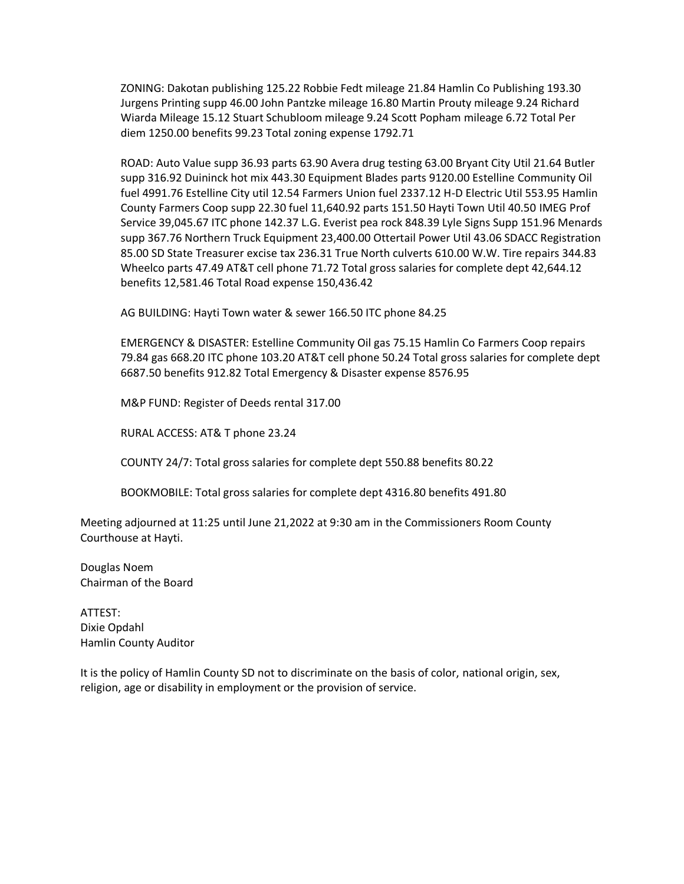ZONING: Dakotan publishing 125.22 Robbie Fedt mileage 21.84 Hamlin Co Publishing 193.30 Jurgens Printing supp 46.00 John Pantzke mileage 16.80 Martin Prouty mileage 9.24 Richard Wiarda Mileage 15.12 Stuart Schubloom mileage 9.24 Scott Popham mileage 6.72 Total Per diem 1250.00 benefits 99.23 Total zoning expense 1792.71

ROAD: Auto Value supp 36.93 parts 63.90 Avera drug testing 63.00 Bryant City Util 21.64 Butler supp 316.92 Duininck hot mix 443.30 Equipment Blades parts 9120.00 Estelline Community Oil fuel 4991.76 Estelline City util 12.54 Farmers Union fuel 2337.12 H-D Electric Util 553.95 Hamlin County Farmers Coop supp 22.30 fuel 11,640.92 parts 151.50 Hayti Town Util 40.50 IMEG Prof Service 39,045.67 ITC phone 142.37 L.G. Everist pea rock 848.39 Lyle Signs Supp 151.96 Menards supp 367.76 Northern Truck Equipment 23,400.00 Ottertail Power Util 43.06 SDACC Registration 85.00 SD State Treasurer excise tax 236.31 True North culverts 610.00 W.W. Tire repairs 344.83 Wheelco parts 47.49 AT&T cell phone 71.72 Total gross salaries for complete dept 42,644.12 benefits 12,581.46 Total Road expense 150,436.42

AG BUILDING: Hayti Town water & sewer 166.50 ITC phone 84.25

EMERGENCY & DISASTER: Estelline Community Oil gas 75.15 Hamlin Co Farmers Coop repairs 79.84 gas 668.20 ITC phone 103.20 AT&T cell phone 50.24 Total gross salaries for complete dept 6687.50 benefits 912.82 Total Emergency & Disaster expense 8576.95

M&P FUND: Register of Deeds rental 317.00

RURAL ACCESS: AT& T phone 23.24

COUNTY 24/7: Total gross salaries for complete dept 550.88 benefits 80.22

BOOKMOBILE: Total gross salaries for complete dept 4316.80 benefits 491.80

Meeting adjourned at 11:25 until June 21,2022 at 9:30 am in the Commissioners Room County Courthouse at Hayti.

Douglas Noem
Chairman of the Board

ATTEST:
Dixie Opdahl
Hamlin County Auditor

It is the policy of Hamlin County SD not to discriminate on the basis of color, national origin, sex, religion, age or disability in employment or the provision of service.